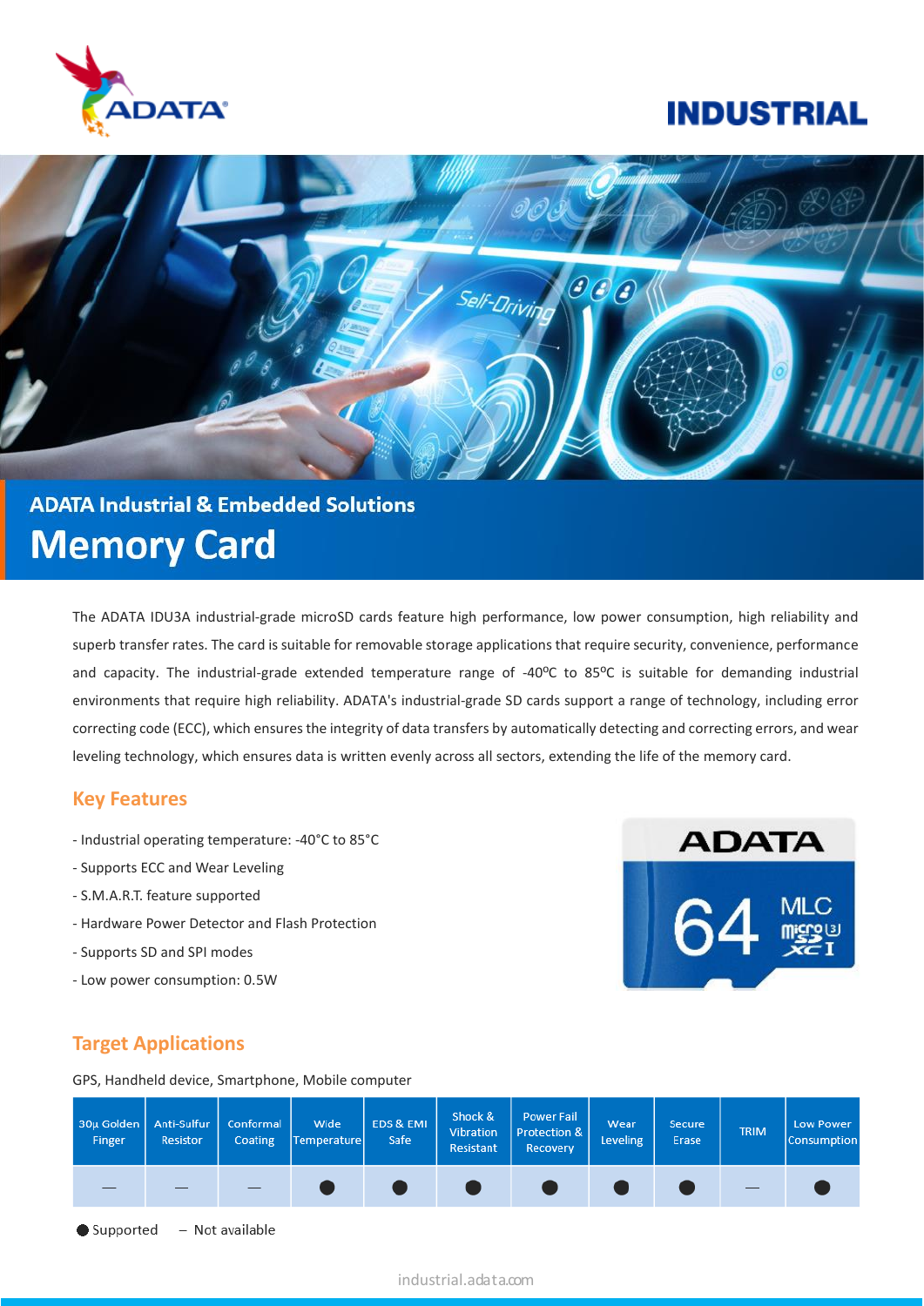ADATA

# INDUSTRIAL

## ADATA Industrial & Embedded Solutions

# Memory Card

The ADATA IDU3A industrial-grade microSD cards feature high performance, low power consumption, high reliability and superb transfer rates. The card is suitable for removable storage applications that require security, convenience, performance and capacity. The industrial-grade extended temperature range of -40ºC to 85ºC is suitable for demanding industrial environments that require high reliability. ADATA's industrial-grade SD cards support a range of technology, including error correcting code (ECC), which ensures the integrity of data transfers by automatically detecting and correcting errors, and wear leveling technology, which ensures data is written evenly across all sectors, extending the life of the memory card.

## Key Features

- Industrial operating temperature: -40°C to 85°C
- Supports ECC and Wear Leveling
- S.M.A.R.T. feature supported
- Hardware Power Detector and Flash Protection
- Supports SD and SPI modes
- Low power consumption: 0.5W

## Target Applications

GPS, Handheld device, Smartphone, Mobile computer

| 30µ Golden Finger | Anti-Sulfur Resistor | Conformal Coating | Wide Temperature | EDS & EMI Safe | Shock & Vibration Resistant | Power Fail Protection & Recovery | Wear Leveling | Secure Erase | TRIM | Low Power Consumption |
|---|---|---|---|---|---|---|---|---|---|---|
| — | — | — | ● | ● | ● | ● | ● | ● | — | ● |

● Supported – Not available

industrial.adata.com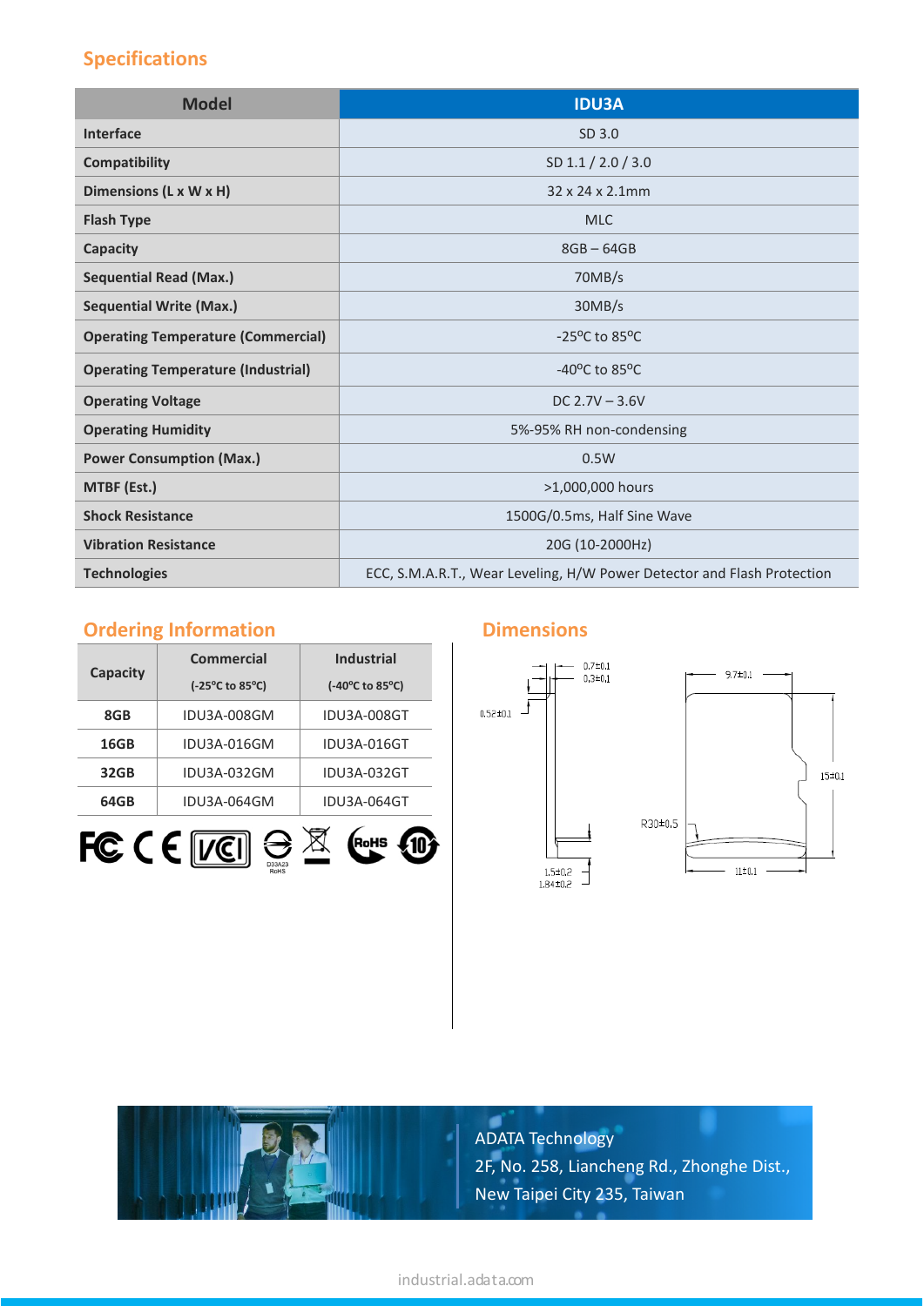## Specifications

| Model | IDU3A |
|---|---|
| Interface | SD 3.0 |
| Compatibility | SD 1.1 / 2.0 / 3.0 |
| Dimensions (L x W x H) | 32 x 24 x 2.1mm |
| Flash Type | MLC |
| Capacity | 8GB – 64GB |
| Sequential Read (Max.) | 70MB/s |
| Sequential Write (Max.) | 30MB/s |
| Operating Temperature (Commercial) | -25ºC to 85ºC |
| Operating Temperature (Industrial) | -40ºC to 85ºC |
| Operating Voltage | DC 2.7V – 3.6V |
| Operating Humidity | 5%-95% RH non-condensing |
| Power Consumption (Max.) | 0.5W |
| MTBF (Est.) | >1,000,000 hours |
| Shock Resistance | 1500G/0.5ms, Half Sine Wave |
| Vibration Resistance | 20G (10-2000Hz) |
| Technologies | ECC, S.M.A.R.T., Wear Leveling, H/W Power Detector and Flash Protection |

## Ordering Information

| Capacity | Commercial (-25ºC to 85ºC) | Industrial (-40ºC to 85ºC) |
|---|---|---|
| 8GB | IDU3A-008GM | IDU3A-008GT |
| 16GB | IDU3A-016GM | IDU3A-016GT |
| 32GB | IDU3A-032GM | IDU3A-032GT |
| 64GB | IDU3A-064GM | IDU3A-064GT |

D33A23
RoHS

## Dimensions

0.7±0.1
0.3±0.1
0.52±0.1
1.5±0.2
1.84±0.2
9.7±0.1
15±0.1
R30±0.5
11±0.1

ADATA Technology
2F, No. 258, Liancheng Rd., Zhonghe Dist.,
New Taipei City 235, Taiwan

industrial.adata.com